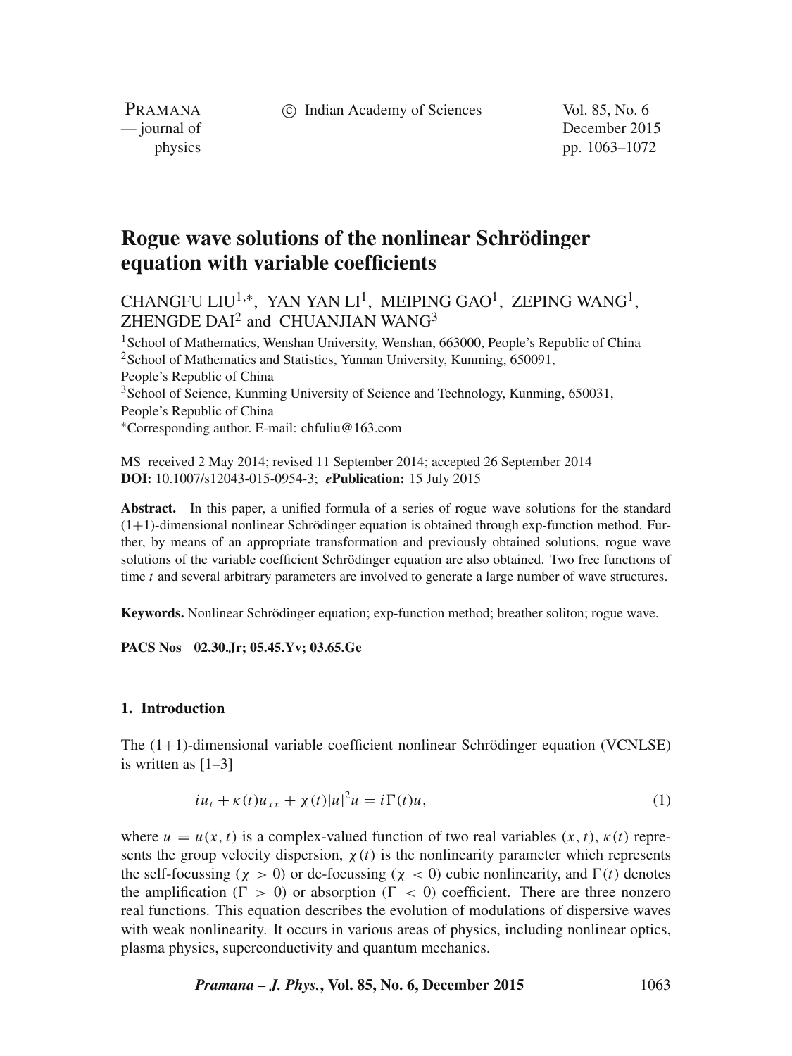# Rogue wave solutions of the nonlinear Schrödinger equation with variable coefficients

CHANGFU LIU[1,*], YAN YAN LI[1], MEIPING GAO[1], ZEPING WANG[1], ZHENGDE DAI[2] and CHUANJIAN WANG[3]

[1]School of Mathematics, Wenshan University, Wenshan, 663000, People's Republic of China
[2]School of Mathematics and Statistics, Yunnan University, Kunming, 650091, People's Republic of China
[3]School of Science, Kunming University of Science and Technology, Kunming, 650031, People's Republic of China
[*]Corresponding author. E-mail: chfuliu@163.com

MS received 2 May 2014; revised 11 September 2014; accepted 26 September 2014
**DOI:** 10.1007/s12043-015-0954-3; ***e*Publication:** 15 July 2015

**Abstract.** In this paper, a unified formula of a series of rogue wave solutions for the standard (1+1)-dimensional nonlinear Schrödinger equation is obtained through exp-function method. Further, by means of an appropriate transformation and previously obtained solutions, rogue wave solutions of the variable coefficient Schrödinger equation are also obtained. Two free functions of time $t$ and several arbitrary parameters are involved to generate a large number of wave structures.

**Keywords.** Nonlinear Schrödinger equation; exp-function method; breather soliton; rogue wave.

**PACS Nos** 02.30.Jr; 05.45.Yv; 03.65.Ge

## 1. Introduction

The (1+1)-dimensional variable coefficient nonlinear Schrödinger equation (VCNLSE) is written as [1–3]

$$iu_t + \kappa(t)u_{xx} + \chi(t)|u|^2 u = i\Gamma(t)u, \tag{1}$$

where $u = u(x, t)$ is a complex-valued function of two real variables $(x, t)$, $\kappa(t)$ represents the group velocity dispersion, $\chi(t)$ is the nonlinearity parameter which represents the self-focussing ($\chi > 0$) or de-focussing ($\chi < 0$) cubic nonlinearity, and $\Gamma(t)$ denotes the amplification ($\Gamma > 0$) or absorption ($\Gamma < 0$) coefficient. There are three nonzero real functions. This equation describes the evolution of modulations of dispersive waves with weak nonlinearity. It occurs in various areas of physics, including nonlinear optics, plasma physics, superconductivity and quantum mechanics.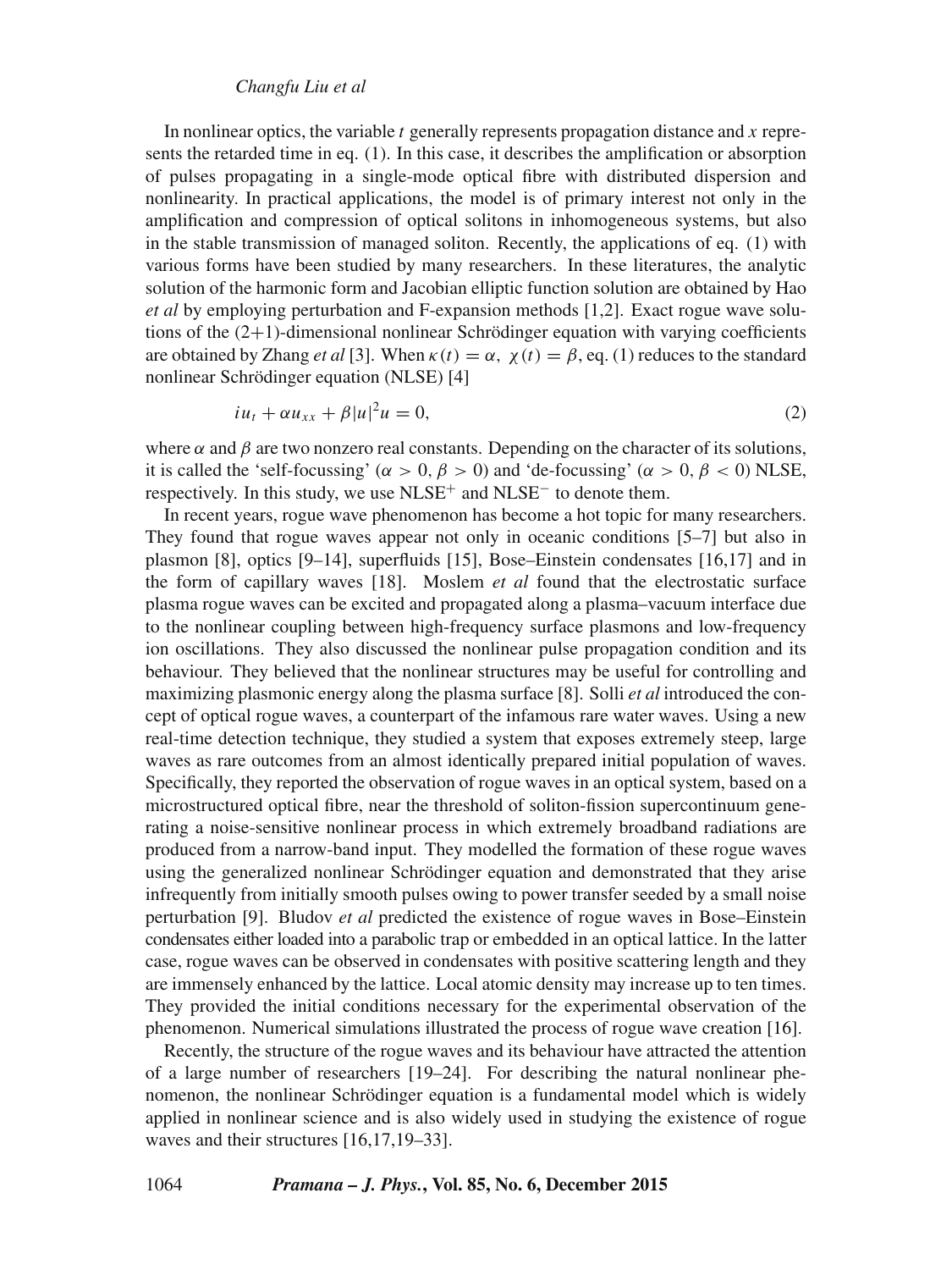In nonlinear optics, the variable $t$ generally represents propagation distance and $x$ represents the retarded time in eq. (1). In this case, it describes the amplification or absorption of pulses propagating in a single-mode optical fibre with distributed dispersion and nonlinearity. In practical applications, the model is of primary interest not only in the amplification and compression of optical solitons in inhomogeneous systems, but also in the stable transmission of managed soliton. Recently, the applications of eq. (1) with various forms have been studied by many researchers. In these literatures, the analytic solution of the harmonic form and Jacobian elliptic function solution are obtained by Hao *et al* by employing perturbation and F-expansion methods [1,2]. Exact rogue wave solutions of the (2+1)-dimensional nonlinear Schrödinger equation with varying coefficients are obtained by Zhang *et al* [3]. When $\kappa(t) = \alpha,\ \chi(t) = \beta$, eq. (1) reduces to the standard nonlinear Schrödinger equation (NLSE) [4]

$$iu_t + \alpha u_{xx} + \beta |u|^2 u = 0, \tag{2}$$

where $\alpha$ and $\beta$ are two nonzero real constants. Depending on the character of its solutions, it is called the 'self-focussing' ($\alpha > 0, \beta > 0$) and 'de-focussing' ($\alpha > 0, \beta < 0$) NLSE, respectively. In this study, we use $\text{NLSE}^+$ and $\text{NLSE}^-$ to denote them.

In recent years, rogue wave phenomenon has become a hot topic for many researchers. They found that rogue waves appear not only in oceanic conditions [5–7] but also in plasmon [8], optics [9–14], superfluids [15], Bose–Einstein condensates [16,17] and in the form of capillary waves [18]. Moslem *et al* found that the electrostatic surface plasma rogue waves can be excited and propagated along a plasma–vacuum interface due to the nonlinear coupling between high-frequency surface plasmons and low-frequency ion oscillations. They also discussed the nonlinear pulse propagation condition and its behaviour. They believed that the nonlinear structures may be useful for controlling and maximizing plasmonic energy along the plasma surface [8]. Solli *et al* introduced the concept of optical rogue waves, a counterpart of the infamous rare water waves. Using a new real-time detection technique, they studied a system that exposes extremely steep, large waves as rare outcomes from an almost identically prepared initial population of waves. Specifically, they reported the observation of rogue waves in an optical system, based on a microstructured optical fibre, near the threshold of soliton-fission supercontinuum generating a noise-sensitive nonlinear process in which extremely broadband radiations are produced from a narrow-band input. They modelled the formation of these rogue waves using the generalized nonlinear Schrödinger equation and demonstrated that they arise infrequently from initially smooth pulses owing to power transfer seeded by a small noise perturbation [9]. Bludov *et al* predicted the existence of rogue waves in Bose–Einstein condensates either loaded into a parabolic trap or embedded in an optical lattice. In the latter case, rogue waves can be observed in condensates with positive scattering length and they are immensely enhanced by the lattice. Local atomic density may increase up to ten times. They provided the initial conditions necessary for the experimental observation of the phenomenon. Numerical simulations illustrated the process of rogue wave creation [16].

Recently, the structure of the rogue waves and its behaviour have attracted the attention of a large number of researchers [19–24]. For describing the natural nonlinear phenomenon, the nonlinear Schrödinger equation is a fundamental model which is widely applied in nonlinear science and is also widely used in studying the existence of rogue waves and their structures [16,17,19–33].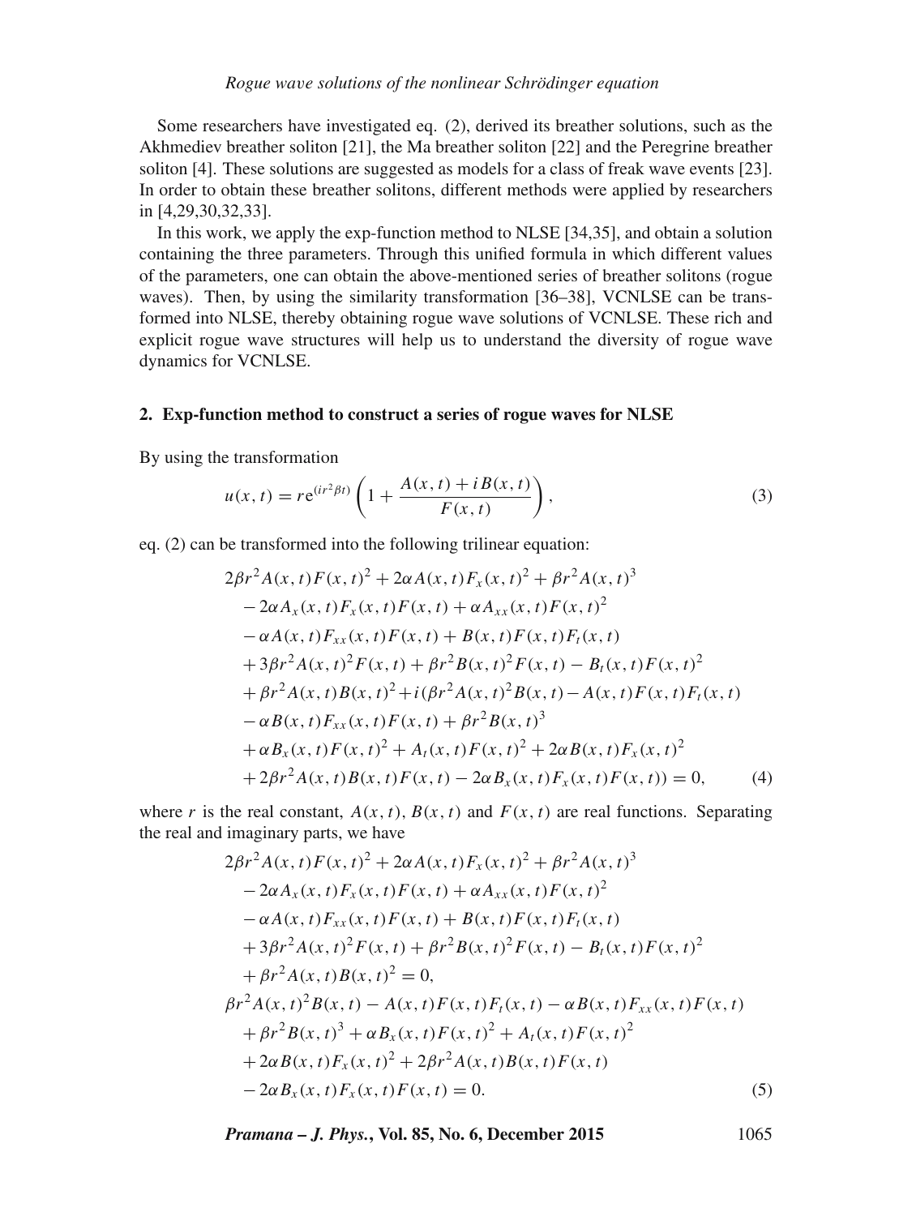Some researchers have investigated eq. (2), derived its breather solutions, such as the Akhmediev breather soliton [21], the Ma breather soliton [22] and the Peregrine breather soliton [4]. These solutions are suggested as models for a class of freak wave events [23]. In order to obtain these breather solitons, different methods were applied by researchers in [4,29,30,32,33].

In this work, we apply the exp-function method to NLSE [34,35], and obtain a solution containing the three parameters. Through this unified formula in which different values of the parameters, one can obtain the above-mentioned series of breather solitons (rogue waves). Then, by using the similarity transformation [36–38], VCNLSE can be transformed into NLSE, thereby obtaining rogue wave solutions of VCNLSE. These rich and explicit rogue wave structures will help us to understand the diversity of rogue wave dynamics for VCNLSE.

## 2. Exp-function method to construct a series of rogue waves for NLSE

By using the transformation

$$u(x,t) = r\mathrm{e}^{(ir^2\beta t)}\left(1 + \frac{A(x,t) + iB(x,t)}{F(x,t)}\right), \tag{3}$$

eq. (2) can be transformed into the following trilinear equation:

$$\begin{aligned}
&2\beta r^2 A(x,t)F(x,t)^2 + 2\alpha A(x,t)F_x(x,t)^2 + \beta r^2 A(x,t)^3 \\
&\quad - 2\alpha A_x(x,t)F_x(x,t)F(x,t) + \alpha A_{xx}(x,t)F(x,t)^2 \\
&\quad - \alpha A(x,t)F_{xx}(x,t)F(x,t) + B(x,t)F(x,t)F_t(x,t) \\
&\quad + 3\beta r^2 A(x,t)^2 F(x,t) + \beta r^2 B(x,t)^2 F(x,t) - B_t(x,t)F(x,t)^2 \\
&\quad + \beta r^2 A(x,t)B(x,t)^2 + i(\beta r^2 A(x,t)^2 B(x,t) - A(x,t)F(x,t)F_t(x,t) \\
&\quad - \alpha B(x,t)F_{xx}(x,t)F(x,t) + \beta r^2 B(x,t)^3 \\
&\quad + \alpha B_x(x,t)F(x,t)^2 + A_t(x,t)F(x,t)^2 + 2\alpha B(x,t)F_x(x,t)^2 \\
&\quad + 2\beta r^2 A(x,t)B(x,t)F(x,t) - 2\alpha B_x(x,t)F_x(x,t)F(x,t)) = 0,
\end{aligned} \tag{4}$$

where $r$ is the real constant, $A(x,t)$, $B(x,t)$ and $F(x,t)$ are real functions. Separating the real and imaginary parts, we have

$$\begin{aligned}
&2\beta r^2 A(x,t)F(x,t)^2 + 2\alpha A(x,t)F_x(x,t)^2 + \beta r^2 A(x,t)^3 \\
&\quad - 2\alpha A_x(x,t)F_x(x,t)F(x,t) + \alpha A_{xx}(x,t)F(x,t)^2 \\
&\quad - \alpha A(x,t)F_{xx}(x,t)F(x,t) + B(x,t)F(x,t)F_t(x,t) \\
&\quad + 3\beta r^2 A(x,t)^2 F(x,t) + \beta r^2 B(x,t)^2 F(x,t) - B_t(x,t)F(x,t)^2 \\
&\quad + \beta r^2 A(x,t)B(x,t)^2 = 0, \\
&\beta r^2 A(x,t)^2 B(x,t) - A(x,t)F(x,t)F_t(x,t) - \alpha B(x,t)F_{xx}(x,t)F(x,t) \\
&\quad + \beta r^2 B(x,t)^3 + \alpha B_x(x,t)F(x,t)^2 + A_t(x,t)F(x,t)^2 \\
&\quad + 2\alpha B(x,t)F_x(x,t)^2 + 2\beta r^2 A(x,t)B(x,t)F(x,t) \\
&\quad - 2\alpha B_x(x,t)F_x(x,t)F(x,t) = 0.
\end{aligned} \tag{5}$$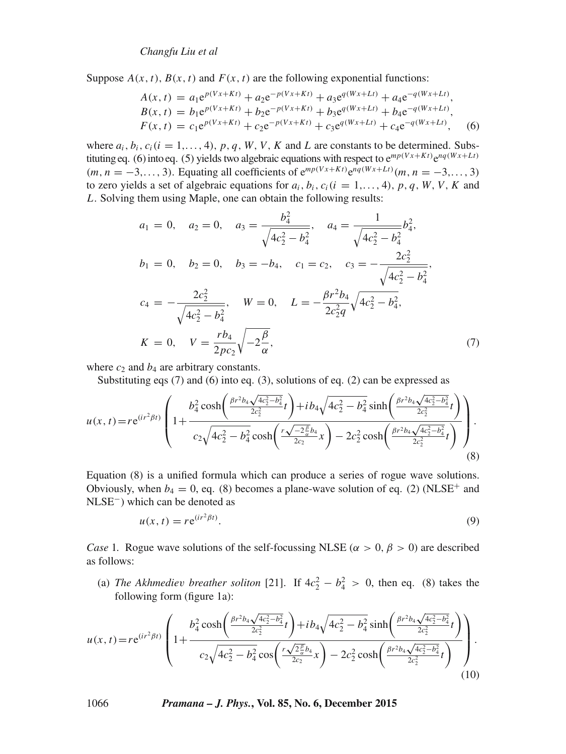Suppose $A(x,t)$, $B(x,t)$ and $F(x,t)$ are the following exponential functions:

$$
\begin{aligned}
A(x,t) &= a_1 e^{p(Vx+Kt)} + a_2 e^{-p(Vx+Kt)} + a_3 e^{q(Wx+Lt)} + a_4 e^{-q(Wx+Lt)}, \\
B(x,t) &= b_1 e^{p(Vx+Kt)} + b_2 e^{-p(Vx+Kt)} + b_3 e^{q(Wx+Lt)} + b_4 e^{-q(Wx+Lt)}, \\
F(x,t) &= c_1 e^{p(Vx+Kt)} + c_2 e^{-p(Vx+Kt)} + c_3 e^{q(Wx+Lt)} + c_4 e^{-q(Wx+Lt)}, \qquad (6)
\end{aligned}
$$

where $a_i, b_i, c_i (i = 1,\ldots,4)$, $p, q, W, V, K$ and $L$ are constants to be determined. Substituting eq. (6) into eq. (5) yields two algebraic equations with respect to $e^{mp(Vx+Kt)}e^{nq(Wx+Lt)}$ $(m, n = -3,\ldots,3)$. Equating all coefficients of $e^{mp(Vx+Kt)}e^{nq(Wx+Lt)} (m, n = -3,\ldots,3)$ to zero yields a set of algebraic equations for $a_i, b_i, c_i (i = 1,\ldots,4)$, $p, q, W, V, K$ and $L$. Solving them using Maple, one can obtain the following results:

$$
\begin{aligned}
& a_1 = 0, \quad a_2 = 0, \quad a_3 = \frac{b_4^2}{\sqrt{4c_2^2 - b_4^2}}, \quad a_4 = \frac{1}{\sqrt{4c_2^2 - b_4^2}} b_4^2, \\
& b_1 = 0, \quad b_2 = 0, \quad b_3 = -b_4, \quad c_1 = c_2, \quad c_3 = -\frac{2c_2^2}{\sqrt{4c_2^2 - b_4^2}}, \\
& c_4 = -\frac{2c_2^2}{\sqrt{4c_2^2 - b_4^2}}, \quad W = 0, \quad L = -\frac{\beta r^2 b_4}{2c_2^2 q}\sqrt{4c_2^2 - b_4^2}, \\
& K = 0, \quad V = \frac{r b_4}{2pc_2}\sqrt{-2\frac{\beta}{\alpha}}, \qquad (7)
\end{aligned}
$$

where $c_2$ and $b_4$ are arbitrary constants.

Substituting eqs (7) and (6) into eq. (3), solutions of eq. (2) can be expressed as

$$
u(x,t) = r e^{(ir^2\beta t)} \left( 1 + \frac{b_4^2 \cosh\left(\frac{\beta r^2 b_4 \sqrt{4c_2^2 - b_4^2}}{2c_2^2} t\right) + i b_4 \sqrt{4c_2^2 - b_4^2} \sinh\left(\frac{\beta r^2 b_4 \sqrt{4c_2^2 - b_4^2}}{2c_2^2} t\right)}{c_2 \sqrt{4c_2^2 - b_4^2} \cosh\left(\frac{r\sqrt{-2\frac{\beta}{\alpha}} b_4}{2c_2} x\right) - 2c_2^2 \cosh\left(\frac{\beta r^2 b_4 \sqrt{4c_2^2 - b_4^2}}{2c_2^2} t\right)} \right). \qquad (8)
$$

Equation (8) is a unified formula which can produce a series of rogue wave solutions. Obviously, when $b_4 = 0$, eq. (8) becomes a plane-wave solution of eq. (2) ($\text{NLSE}^+$ and $\text{NLSE}^-$) which can be denoted as

$$
u(x,t) = r e^{(ir^2\beta t)}. \qquad (9)
$$

*Case* 1. Rogue wave solutions of the self-focussing NLSE ($\alpha > 0, \beta > 0$) are described as follows:

(a) *The Akhmediev breather soliton* [21]. If $4c_2^2 - b_4^2 > 0$, then eq. (8) takes the following form (figure 1a):

$$
u(x,t) = r e^{(ir^2\beta t)} \left( 1 + \frac{b_4^2 \cosh\left(\frac{\beta r^2 b_4 \sqrt{4c_2^2 - b_4^2}}{2c_2^2} t\right) + i b_4 \sqrt{4c_2^2 - b_4^2} \sinh\left(\frac{\beta r^2 b_4 \sqrt{4c_2^2 - b_4^2}}{2c_2^2} t\right)}{c_2 \sqrt{4c_2^2 - b_4^2} \cos\left(\frac{r\sqrt{2\frac{\beta}{\alpha}} b_4}{2c_2} x\right) - 2c_2^2 \cosh\left(\frac{\beta r^2 b_4 \sqrt{4c_2^2 - b_4^2}}{2c_2^2} t\right)} \right). \qquad (10)
$$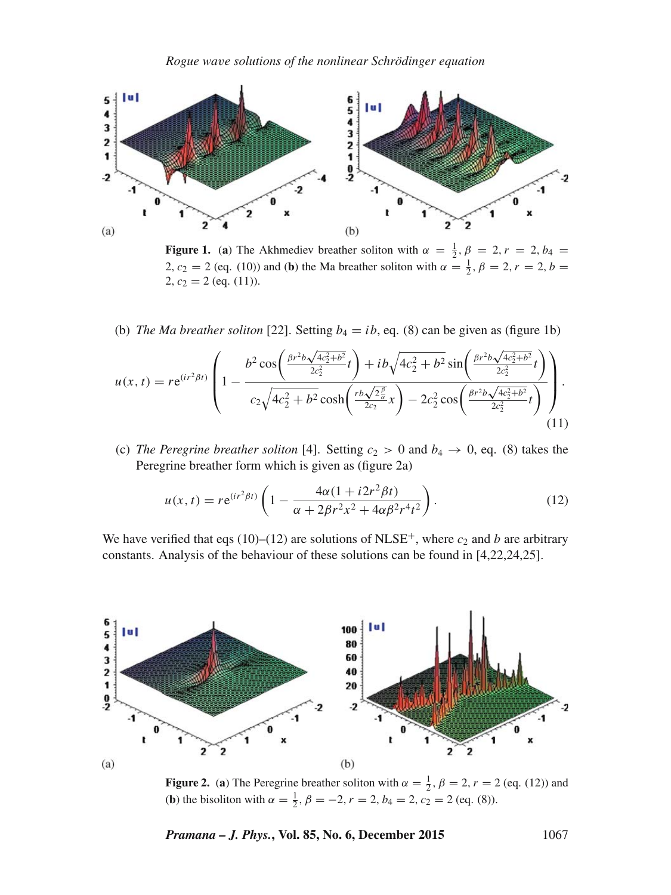**Figure 1.** (**a**) The Akhmediev breather soliton with $\alpha = \frac{1}{2}, \beta = 2, r = 2, b_4 = 2, c_2 = 2$ (eq. (10)) and (**b**) the Ma breather soliton with $\alpha = \frac{1}{2}, \beta = 2, r = 2, b = 2, c_2 = 2$ (eq. (11)).

(b) *The Ma breather soliton* [22]. Setting $b_4 = ib$, eq. (8) can be given as (figure 1b)

$$u(x,t) = r\mathrm{e}^{(ir^2\beta t)}\left(1 - \frac{b^2\cos\left(\frac{\beta r^2 b\sqrt{4c_2^2+b^2}}{2c_2^2}t\right) + ib\sqrt{4c_2^2+b^2}\sin\left(\frac{\beta r^2 b\sqrt{4c_2^2+b^2}}{2c_2^2}t\right)}{c_2\sqrt{4c_2^2+b^2}\cosh\left(\frac{rb\sqrt{2\frac{\beta}{\alpha}}}{2c_2}x\right) - 2c_2^2\cos\left(\frac{\beta r^2 b\sqrt{4c_2^2+b^2}}{2c_2^2}t\right)}\right). \tag{11}$$

(c) *The Peregrine breather soliton* [4]. Setting $c_2 > 0$ and $b_4 \to 0$, eq. (8) takes the Peregrine breather form which is given as (figure 2a)

$$u(x,t) = r\mathrm{e}^{(ir^2\beta t)}\left(1 - \frac{4\alpha(1 + i2r^2\beta t)}{\alpha + 2\beta r^2x^2 + 4\alpha\beta^2r^4t^2}\right). \tag{12}$$

We have verified that eqs (10)–(12) are solutions of NLSE$^+$, where $c_2$ and $b$ are arbitrary constants. Analysis of the behaviour of these solutions can be found in [4,22,24,25].

**Figure 2.** (**a**) The Peregrine breather soliton with $\alpha = \frac{1}{2}, \beta = 2, r = 2$ (eq. (12)) and (**b**) the bisoliton with $\alpha = \frac{1}{2}, \beta = -2, r = 2, b_4 = 2, c_2 = 2$ (eq. (8)).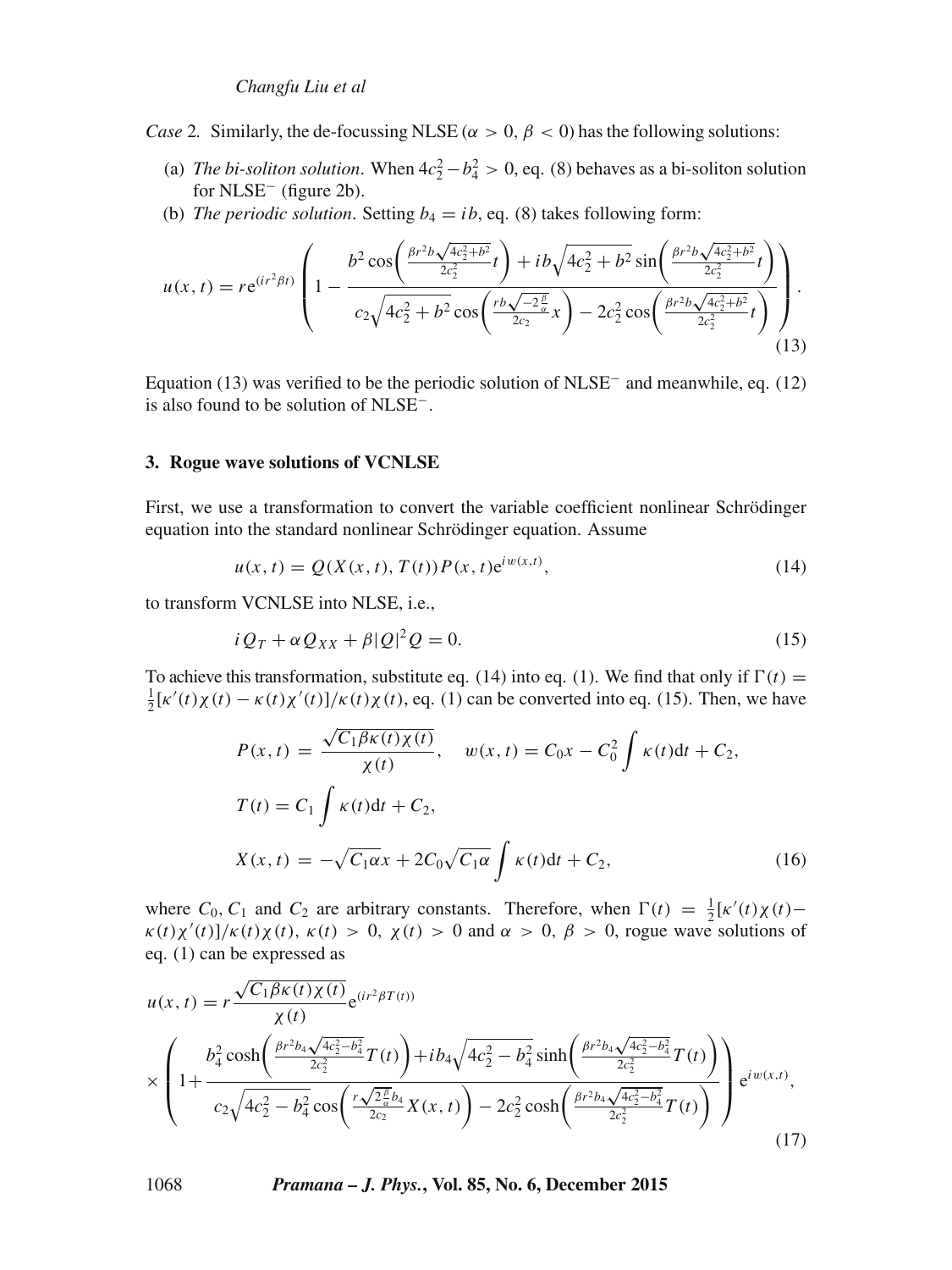*Case* 2. Similarly, the de-focussing NLSE ($\alpha > 0$, $\beta < 0$) has the following solutions:

(a) *The bi-soliton solution*. When $4c_2^2 - b_4^2 > 0$, eq. (8) behaves as a bi-soliton solution for NLSE$^-$ (figure 2b).

(b) *The periodic solution*. Setting $b_4 = ib$, eq. (8) takes following form:

$$u(x,t) = r\mathrm{e}^{(ir^2\beta t)}\left(1 - \frac{b^2\cos\left(\frac{\beta r^2 b\sqrt{4c_2^2+b^2}}{2c_2^2}t\right) + ib\sqrt{4c_2^2+b^2}\sin\left(\frac{\beta r^2 b\sqrt{4c_2^2+b^2}}{2c_2^2}t\right)}{c_2\sqrt{4c_2^2+b^2}\cos\left(\frac{rb\sqrt{-2\frac{\beta}{\alpha}}}{2c_2}x\right) - 2c_2^2\cos\left(\frac{\beta r^2 b\sqrt{4c_2^2+b^2}}{2c_2^2}t\right)}\right). \tag{13}$$

Equation (13) was verified to be the periodic solution of NLSE$^-$ and meanwhile, eq. (12) is also found to be solution of NLSE$^-$.

## 3. Rogue wave solutions of VCNLSE

First, we use a transformation to convert the variable coefficient nonlinear Schrödinger equation into the standard nonlinear Schrödinger equation. Assume

$$u(x,t) = Q(X(x,t), T(t))P(x,t)\mathrm{e}^{iw(x,t)}, \tag{14}$$

to transform VCNLSE into NLSE, i.e.,

$$iQ_T + \alpha Q_{XX} + \beta|Q|^2 Q = 0. \tag{15}$$

To achieve this transformation, substitute eq. (14) into eq. (1). We find that only if $\Gamma(t) = \frac{1}{2}[\kappa'(t)\chi(t) - \kappa(t)\chi'(t)]/\kappa(t)\chi(t)$, eq. (1) can be converted into eq. (15). Then, we have

$$\begin{aligned}
P(x,t) &= \frac{\sqrt{C_1\beta\kappa(t)\chi(t)}}{\chi(t)}, \quad w(x,t) = C_0 x - C_0^2\int\kappa(t)\mathrm{d}t + C_2,\\
T(t) &= C_1\int\kappa(t)\mathrm{d}t + C_2,\\
X(x,t) &= -\sqrt{C_1\alpha}x + 2C_0\sqrt{C_1\alpha}\int\kappa(t)\mathrm{d}t + C_2,
\end{aligned} \tag{16}$$

where $C_0$, $C_1$ and $C_2$ are arbitrary constants. Therefore, when $\Gamma(t) = \frac{1}{2}[\kappa'(t)\chi(t) - \kappa(t)\chi'(t)]/\kappa(t)\chi(t)$, $\kappa(t) > 0$, $\chi(t) > 0$ and $\alpha > 0$, $\beta > 0$, rogue wave solutions of eq. (1) can be expressed as

$$\begin{aligned}
u(x,t) &= r\frac{\sqrt{C_1\beta\kappa(t)\chi(t)}}{\chi(t)}\mathrm{e}^{(ir^2\beta T(t))}\\
&\times\left(1 + \frac{b_4^2\cosh\left(\frac{\beta r^2 b_4\sqrt{4c_2^2-b_4^2}}{2c_2^2}T(t)\right) + ib_4\sqrt{4c_2^2-b_4^2}\sinh\left(\frac{\beta r^2 b_4\sqrt{4c_2^2-b_4^2}}{2c_2^2}T(t)\right)}{c_2\sqrt{4c_2^2-b_4^2}\cos\left(\frac{r\sqrt{2\frac{\beta}{\alpha}}b_4}{2c_2}X(x,t)\right) - 2c_2^2\cosh\left(\frac{\beta r^2 b_4\sqrt{4c_2^2-b_4^2}}{2c_2^2}T(t)\right)}\right)\mathrm{e}^{iw(x,t)},
\end{aligned} \tag{17}$$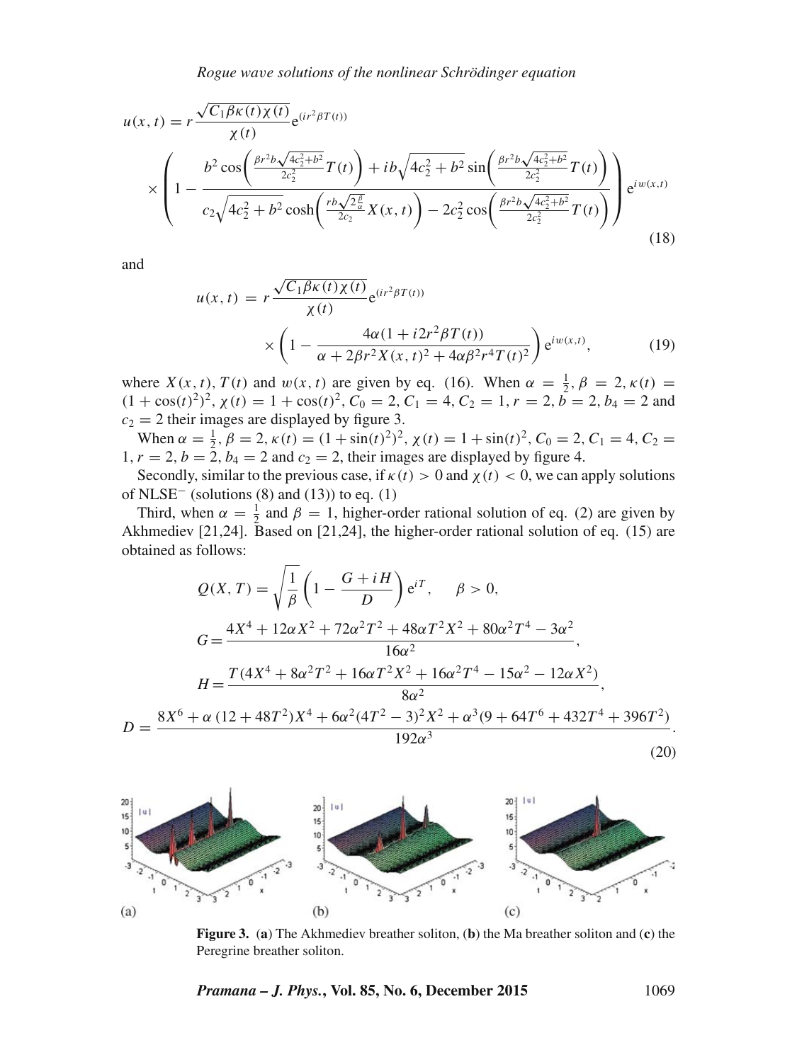$$u(x,t) = r\frac{\sqrt{C_1\beta\kappa(t)\chi(t)}}{\chi(t)}\mathrm{e}^{(ir^2\beta T(t))}$$

$$\times\left(1 - \frac{b^2\cos\left(\frac{\beta r^2 b\sqrt{4c_2^2+b^2}}{2c_2^2}T(t)\right) + ib\sqrt{4c_2^2+b^2}\sin\left(\frac{\beta r^2 b\sqrt{4c_2^2+b^2}}{2c_2^2}T(t)\right)}{c_2\sqrt{4c_2^2+b^2}\cosh\left(\frac{rb\sqrt{2\frac{\beta}{\alpha}}}{2c_2}X(x,t)\right) - 2c_2^2\cos\left(\frac{\beta r^2 b\sqrt{4c_2^2+b^2}}{2c_2^2}T(t)\right)}\right)\mathrm{e}^{iw(x,t)} \tag{18}$$

and

$$u(x,t) = r\frac{\sqrt{C_1\beta\kappa(t)\chi(t)}}{\chi(t)}\mathrm{e}^{(ir^2\beta T(t))}$$

$$\times\left(1 - \frac{4\alpha(1+i2r^2\beta T(t))}{\alpha + 2\beta r^2 X(x,t)^2 + 4\alpha\beta^2 r^4 T(t)^2}\right)\mathrm{e}^{iw(x,t)}, \tag{19}$$

where $X(x,t)$, $T(t)$ and $w(x,t)$ are given by eq. (16). When $\alpha = \frac{1}{2}$, $\beta = 2$, $\kappa(t) = (1+\cos(t)^2)^2$, $\chi(t) = 1+\cos(t)^2$, $C_0 = 2$, $C_1 = 4$, $C_2 = 1$, $r = 2$, $b = 2$, $b_4 = 2$ and $c_2 = 2$ their images are displayed by figure 3.

When $\alpha = \frac{1}{2}$, $\beta = 2$, $\kappa(t) = (1+\sin(t)^2)^2$, $\chi(t) = 1+\sin(t)^2$, $C_0 = 2$, $C_1 = 4$, $C_2 = 1$, $r = 2$, $b = 2$, $b_4 = 2$ and $c_2 = 2$, their images are displayed by figure 4.

Secondly, similar to the previous case, if $\kappa(t) > 0$ and $\chi(t) < 0$, we can apply solutions of NLSE$^-$ (solutions (8) and (13)) to eq. (1)

Third, when $\alpha = \frac{1}{2}$ and $\beta = 1$, higher-order rational solution of eq. (2) are given by Akhmediev [21,24]. Based on [21,24], the higher-order rational solution of eq. (15) are obtained as follows:

$$Q(X,T) = \sqrt{\frac{1}{\beta}}\left(1 - \frac{G+iH}{D}\right)\mathrm{e}^{iT}, \qquad \beta > 0,$$

$$G = \frac{4X^4 + 12\alpha X^2 + 72\alpha^2 T^2 + 48\alpha T^2 X^2 + 80\alpha^2 T^4 - 3\alpha^2}{16\alpha^2},$$

$$H = \frac{T(4X^4 + 8\alpha^2 T^2 + 16\alpha T^2 X^2 + 16\alpha^2 T^4 - 15\alpha^2 - 12\alpha X^2)}{8\alpha^2},$$

$$D = \frac{8X^6 + \alpha(12+48T^2)X^4 + 6\alpha^2(4T^2-3)^2 X^2 + \alpha^3(9 + 64T^6 + 432T^4 + 396T^2)}{192\alpha^3}. \tag{20}$$

**Figure 3.** (**a**) The Akhmediev breather soliton, (**b**) the Ma breather soliton and (**c**) the Peregrine breather soliton.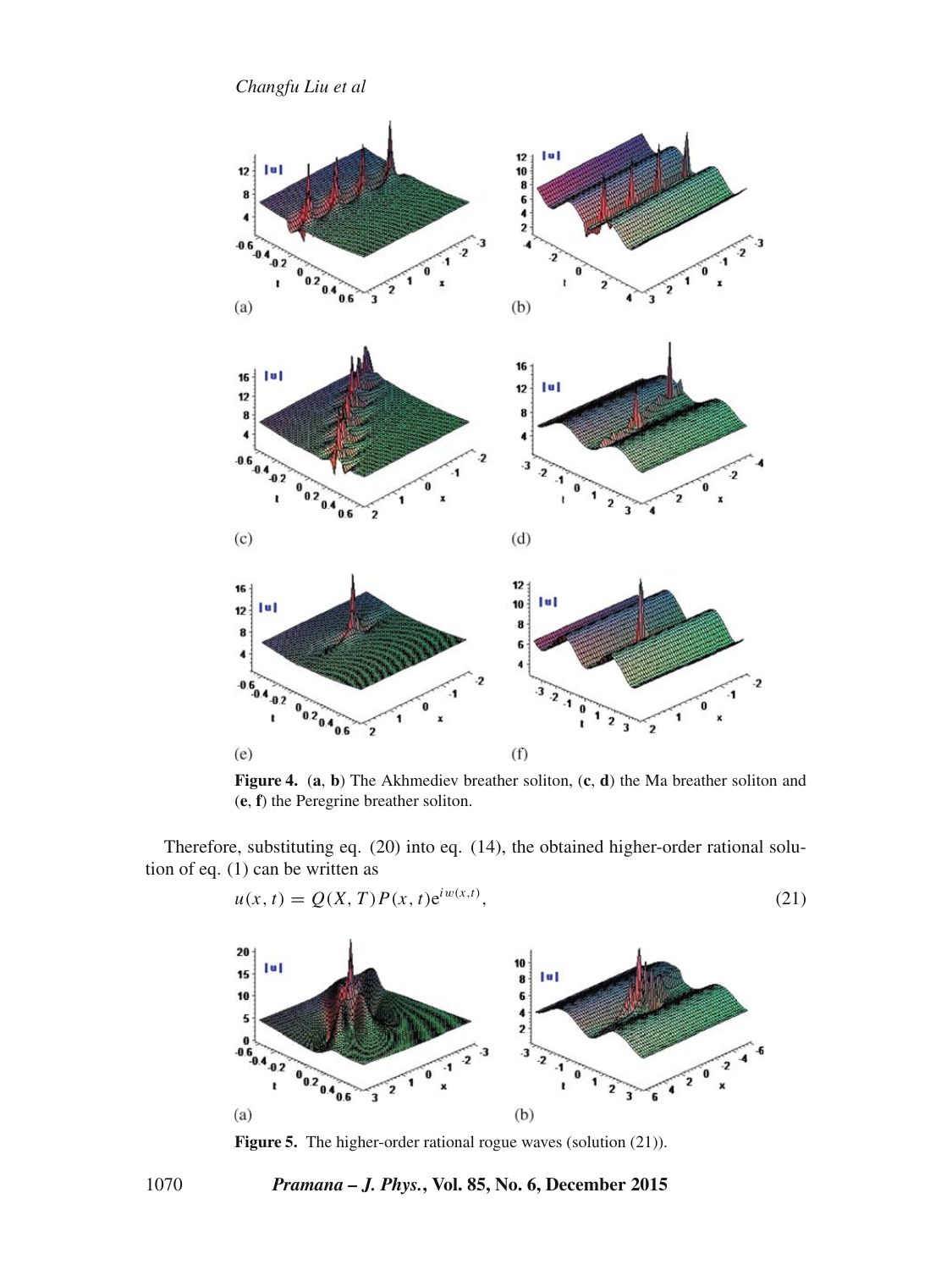**Figure 4.** (**a**, **b**) The Akhmediev breather soliton, (**c**, **d**) the Ma breather soliton and (**e**, **f**) the Peregrine breather soliton.

Therefore, substituting eq. (20) into eq. (14), the obtained higher-order rational solution of eq. (1) can be written as

$$u(x,t) = Q(X,T)P(x,t)\mathrm{e}^{iw(x,t)}, \tag{21}$$

**Figure 5.** The higher-order rational rogue waves (solution (21)).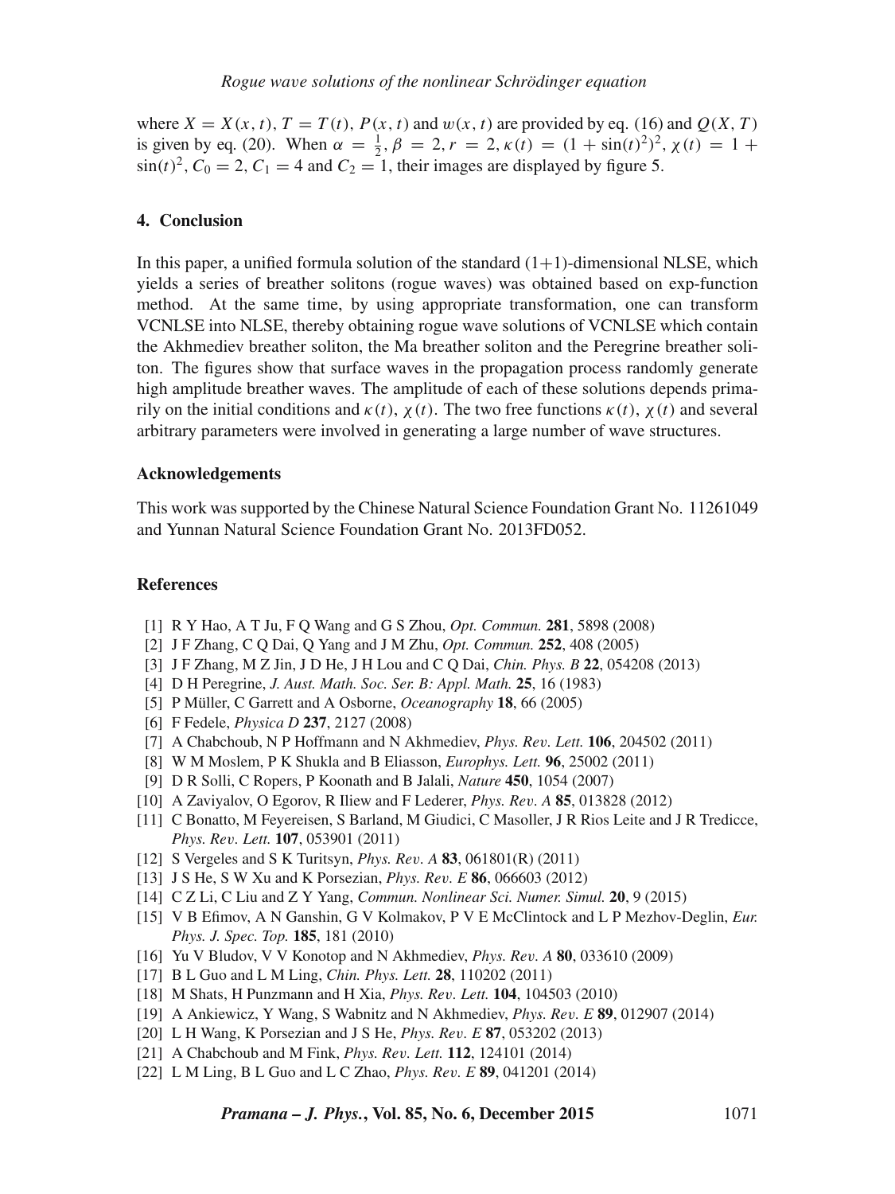where $X = X(x, t)$, $T = T(t)$, $P(x, t)$ and $w(x, t)$ are provided by eq. (16) and $Q(X, T)$ is given by eq. (20). When $\alpha = \frac{1}{2}, \beta = 2, r = 2, \kappa(t) = (1 + \sin(t)^2)^2, \chi(t) = 1 + \sin(t)^2$, $C_0 = 2$, $C_1 = 4$ and $C_2 = 1$, their images are displayed by figure 5.

## 4. Conclusion

In this paper, a unified formula solution of the standard (1+1)-dimensional NLSE, which yields a series of breather solitons (rogue waves) was obtained based on exp-function method. At the same time, by using appropriate transformation, one can transform VCNLSE into NLSE, thereby obtaining rogue wave solutions of VCNLSE which contain the Akhmediev breather soliton, the Ma breather soliton and the Peregrine breather soliton. The figures show that surface waves in the propagation process randomly generate high amplitude breather waves. The amplitude of each of these solutions depends primarily on the initial conditions and $\kappa(t)$, $\chi(t)$. The two free functions $\kappa(t)$, $\chi(t)$ and several arbitrary parameters were involved in generating a large number of wave structures.

### Acknowledgements

This work was supported by the Chinese Natural Science Foundation Grant No. 11261049 and Yunnan Natural Science Foundation Grant No. 2013FD052.

### References

[1] R Y Hao, A T Ju, F Q Wang and G S Zhou, *Opt. Commun.* **281**, 5898 (2008)
[2] J F Zhang, C Q Dai, Q Yang and J M Zhu, *Opt. Commun.* **252**, 408 (2005)
[3] J F Zhang, M Z Jin, J D He, J H Lou and C Q Dai, *Chin. Phys. B* **22**, 054208 (2013)
[4] D H Peregrine, *J. Aust. Math. Soc. Ser. B: Appl. Math.* **25**, 16 (1983)
[5] P Müller, C Garrett and A Osborne, *Oceanography* **18**, 66 (2005)
[6] F Fedele, *Physica D* **237**, 2127 (2008)
[7] A Chabchoub, N P Hoffmann and N Akhmediev, *Phys. Rev. Lett.* **106**, 204502 (2011)
[8] W M Moslem, P K Shukla and B Eliasson, *Europhys. Lett.* **96**, 25002 (2011)
[9] D R Solli, C Ropers, P Koonath and B Jalali, *Nature* **450**, 1054 (2007)
[10] A Zaviyalov, O Egorov, R Iliew and F Lederer, *Phys. Rev. A* **85**, 013828 (2012)
[11] C Bonatto, M Feyereisen, S Barland, M Giudici, C Masoller, J R Rios Leite and J R Tredicce, *Phys. Rev. Lett.* **107**, 053901 (2011)
[12] S Vergeles and S K Turitsyn, *Phys. Rev. A* **83**, 061801(R) (2011)
[13] J S He, S W Xu and K Porsezian, *Phys. Rev. E* **86**, 066603 (2012)
[14] C Z Li, C Liu and Z Y Yang, *Commun. Nonlinear Sci. Numer. Simul.* **20**, 9 (2015)
[15] V B Efimov, A N Ganshin, G V Kolmakov, P V E McClintock and L P Mezhov-Deglin, *Eur. Phys. J. Spec. Top.* **185**, 181 (2010)
[16] Yu V Bludov, V V Konotop and N Akhmediev, *Phys. Rev. A* **80**, 033610 (2009)
[17] B L Guo and L M Ling, *Chin. Phys. Lett.* **28**, 110202 (2011)
[18] M Shats, H Punzmann and H Xia, *Phys. Rev. Lett.* **104**, 104503 (2010)
[19] A Ankiewicz, Y Wang, S Wabnitz and N Akhmediev, *Phys. Rev. E* **89**, 012907 (2014)
[20] L H Wang, K Porsezian and J S He, *Phys. Rev. E* **87**, 053202 (2013)
[21] A Chabchoub and M Fink, *Phys. Rev. Lett.* **112**, 124101 (2014)
[22] L M Ling, B L Guo and L C Zhao, *Phys. Rev. E* **89**, 041201 (2014)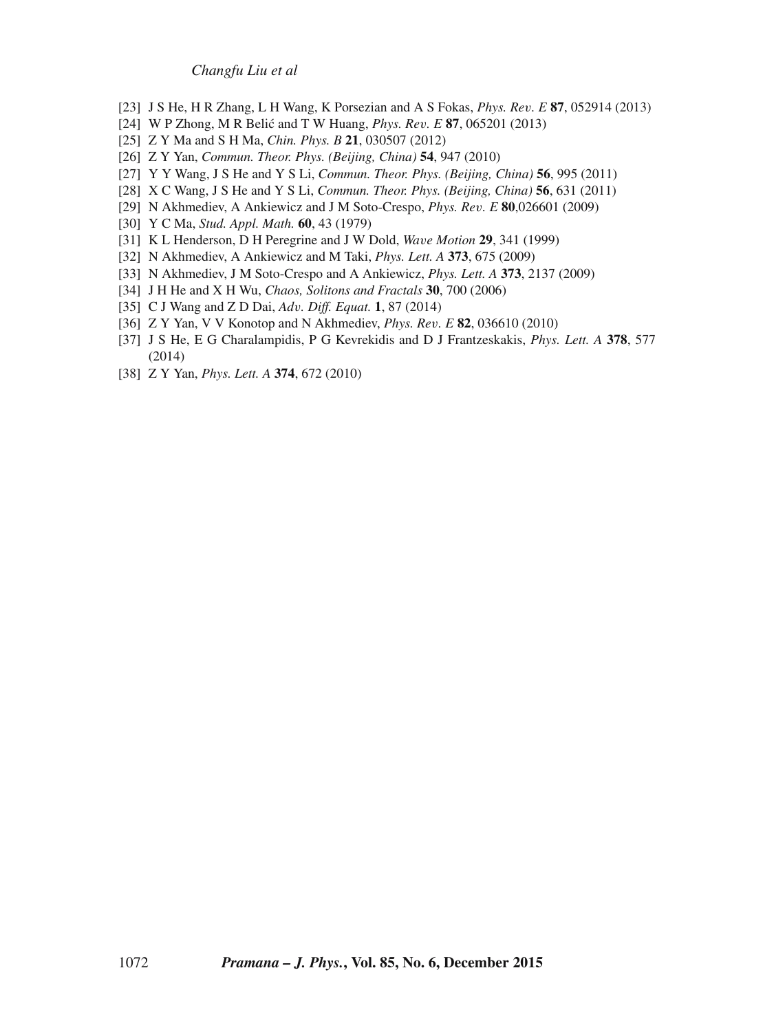[23] J S He, H R Zhang, L H Wang, K Porsezian and A S Fokas, *Phys. Rev. E* **87**, 052914 (2013)
[24] W P Zhong, M R Belić and T W Huang, *Phys. Rev. E* **87**, 065201 (2013)
[25] Z Y Ma and S H Ma, *Chin. Phys. B* **21**, 030507 (2012)
[26] Z Y Yan, *Commun. Theor. Phys. (Beijing, China)* **54**, 947 (2010)
[27] Y Y Wang, J S He and Y S Li, *Commun. Theor. Phys. (Beijing, China)* **56**, 995 (2011)
[28] X C Wang, J S He and Y S Li, *Commun. Theor. Phys. (Beijing, China)* **56**, 631 (2011)
[29] N Akhmediev, A Ankiewicz and J M Soto-Crespo, *Phys. Rev. E* **80**,026601 (2009)
[30] Y C Ma, *Stud. Appl. Math.* **60**, 43 (1979)
[31] K L Henderson, D H Peregrine and J W Dold, *Wave Motion* **29**, 341 (1999)
[32] N Akhmediev, A Ankiewicz and M Taki, *Phys. Lett. A* **373**, 675 (2009)
[33] N Akhmediev, J M Soto-Crespo and A Ankiewicz, *Phys. Lett. A* **373**, 2137 (2009)
[34] J H He and X H Wu, *Chaos, Solitons and Fractals* **30**, 700 (2006)
[35] C J Wang and Z D Dai, *Adv. Diff. Equat.* **1**, 87 (2014)
[36] Z Y Yan, V V Konotop and N Akhmediev, *Phys. Rev. E* **82**, 036610 (2010)
[37] J S He, E G Charalampidis, P G Kevrekidis and D J Frantzeskakis, *Phys. Lett. A* **378**, 577 (2014)
[38] Z Y Yan, *Phys. Lett. A* **374**, 672 (2010)